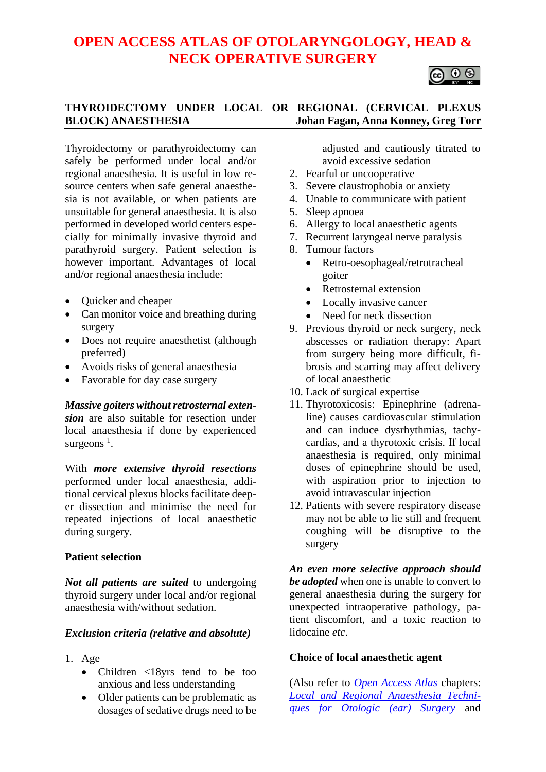# OPEN ACCESS ATLAS OF OTOLARYNGOLOGY, HEAD & NECK OPERATIVE SURGERY

## THYROIDECTOMY UNDER LOCAL OR REGIONAL (CERVICAL PLEXUS BLOCK) ANAESTHESIA

**Johan Fagan, Anna Konney, Greg Torr**

Thyroidectomy or parathyroidectomy can safely be performed under local and/or regional anaesthesia. It is useful in low resource centers when safe general anaesthesia is not available, or when patients are unsuitable for general anaesthesia. It is also performed in developed world centers especially for minimally invasive thyroid and parathyroid surgery. Patient selection is however important. Advantages of local and/or regional anaesthesia include:

- Quicker and cheaper
- Can monitor voice and breathing during surgery
- Does not require anaesthetist (although preferred)
- Avoids risks of general anaesthesia
- Favorable for day case surgery

***Massive goiters without retrosternal extension*** are also suitable for resection under local anaesthesia if done by experienced surgeons [1].

With ***more extensive thyroid resections*** performed under local anaesthesia, additional cervical plexus blocks facilitate deeper dissection and minimise the need for repeated injections of local anaesthetic during surgery.

### Patient selection

***Not all patients are suited*** to undergoing thyroid surgery under local and/or regional anaesthesia with/without sedation.

#### *Exclusion criteria (relative and absolute)*

1. Age
   - Children <18yrs tend to be too anxious and less understanding
   - Older patients can be problematic as dosages of sedative drugs need to be adjusted and cautiously titrated to avoid excessive sedation
2. Fearful or uncooperative
3. Severe claustrophobia or anxiety
4. Unable to communicate with patient
5. Sleep apnoea
6. Allergy to local anaesthetic agents
7. Recurrent laryngeal nerve paralysis
8. Tumour factors
   - Retro-oesophageal/retrotracheal goiter
   - Retrosternal extension
   - Locally invasive cancer
   - Need for neck dissection
9. Previous thyroid or neck surgery, neck abscesses or radiation therapy: Apart from surgery being more difficult, fibrosis and scarring may affect delivery of local anaesthetic
10. Lack of surgical expertise
11. Thyrotoxicosis: Epinephrine (adrenaline) causes cardiovascular stimulation and can induce dysrhythmias, tachycardias, and a thyrotoxic crisis. If local anaesthesia is required, only minimal doses of epinephrine should be used, with aspiration prior to injection to avoid intravascular injection
12. Patients with severe respiratory disease may not be able to lie still and frequent coughing will be disruptive to the surgery

***An even more selective approach should be adopted*** when one is unable to convert to general anaesthesia during the surgery for unexpected intraoperative pathology, patient discomfort, and a toxic reaction to lidocaine *etc.*

### Choice of local anaesthetic agent

(Also refer to Open Access Atlas chapters: Local and Regional Anaesthesia Techniques for Otologic (ear) Surgery and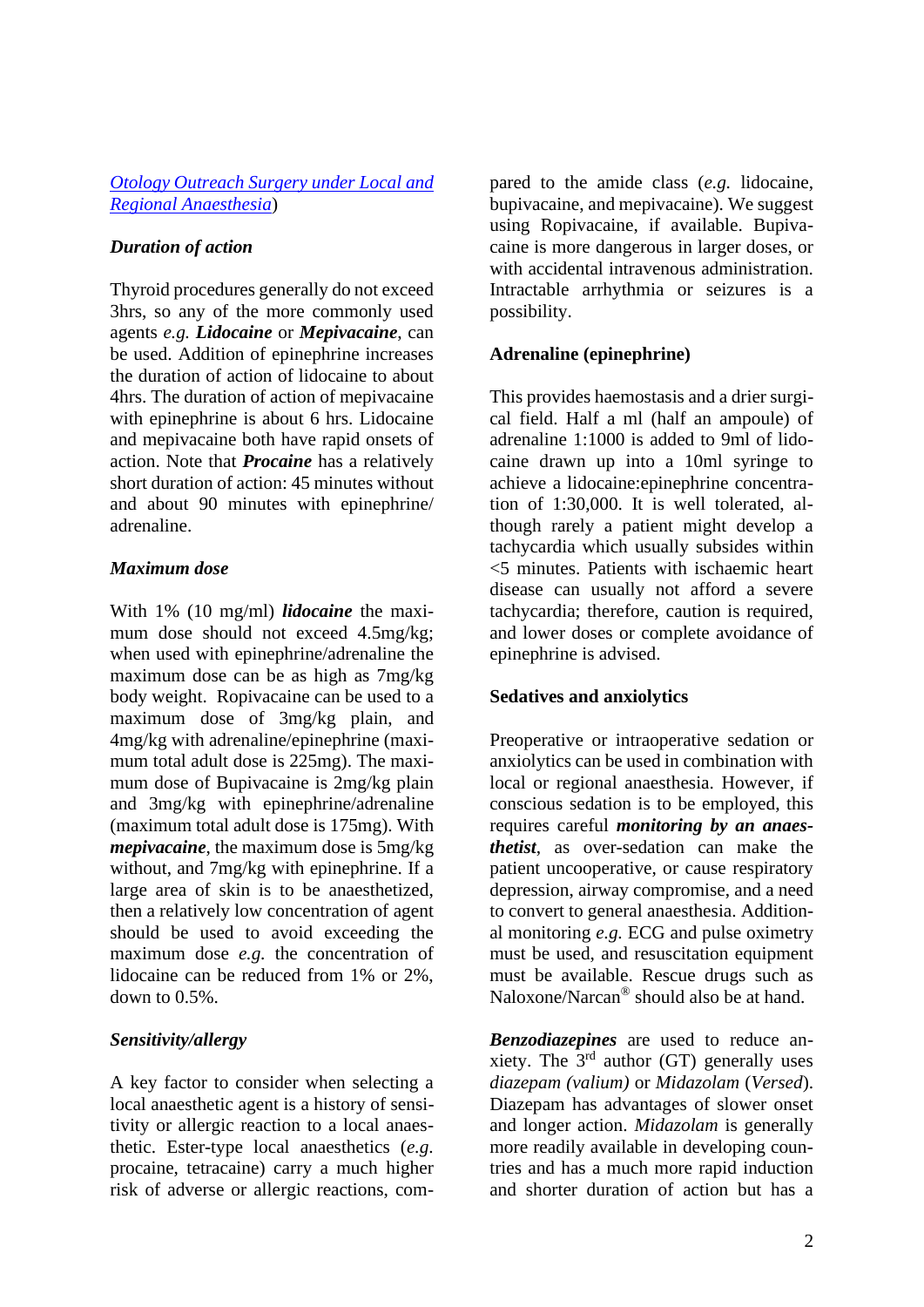[Otology Outreach Surgery under Local and Regional Anaesthesia](#))

### *Duration of action*

Thyroid procedures generally do not exceed 3hrs, so any of the more commonly used agents *e.g.* ***Lidocaine*** or ***Mepivacaine***, can be used. Addition of epinephrine increases the duration of action of lidocaine to about 4hrs. The duration of action of mepivacaine with epinephrine is about 6 hrs. Lidocaine and mepivacaine both have rapid onsets of action. Note that ***Procaine*** has a relatively short duration of action: 45 minutes without and about 90 minutes with epinephrine/ adrenaline.

### *Maximum dose*

With 1% (10 mg/ml) ***lidocaine*** the maximum dose should not exceed 4.5mg/kg; when used with epinephrine/adrenaline the maximum dose can be as high as 7mg/kg body weight. Ropivacaine can be used to a maximum dose of 3mg/kg plain, and 4mg/kg with adrenaline/epinephrine (maximum total adult dose is 225mg). The maximum dose of Bupivacaine is 2mg/kg plain and 3mg/kg with epinephrine/adrenaline (maximum total adult dose is 175mg). With ***mepivacaine***, the maximum dose is 5mg/kg without, and 7mg/kg with epinephrine. If a large area of skin is to be anaesthetized, then a relatively low concentration of agent should be used to avoid exceeding the maximum dose *e.g.* the concentration of lidocaine can be reduced from 1% or 2%, down to 0.5%.

### *Sensitivity/allergy*

A key factor to consider when selecting a local anaesthetic agent is a history of sensitivity or allergic reaction to a local anaesthetic. Ester-type local anaesthetics (*e.g.* procaine, tetracaine) carry a much higher risk of adverse or allergic reactions, compared to the amide class (*e.g.* lidocaine, bupivacaine, and mepivacaine). We suggest using Ropivacaine, if available. Bupivacaine is more dangerous in larger doses, or with accidental intravenous administration. Intractable arrhythmia or seizures is a possibility.

### **Adrenaline (epinephrine)**

This provides haemostasis and a drier surgical field. Half a ml (half an ampoule) of adrenaline 1:1000 is added to 9ml of lidocaine drawn up into a 10ml syringe to achieve a lidocaine:epinephrine concentration of 1:30,000. It is well tolerated, although rarely a patient might develop a tachycardia which usually subsides within <5 minutes. Patients with ischaemic heart disease can usually not afford a severe tachycardia; therefore, caution is required, and lower doses or complete avoidance of epinephrine is advised.

### **Sedatives and anxiolytics**

Preoperative or intraoperative sedation or anxiolytics can be used in combination with local or regional anaesthesia. However, if conscious sedation is to be employed, this requires careful ***monitoring by an anaesthetist***, as over-sedation can make the patient uncooperative, or cause respiratory depression, airway compromise, and a need to convert to general anaesthesia. Additional monitoring *e.g.* ECG and pulse oximetry must be used, and resuscitation equipment must be available. Rescue drugs such as Naloxone/Narcan® should also be at hand.

***Benzodiazepines*** are used to reduce anxiety. The 3rd author (GT) generally uses *diazepam (valium)* or *Midazolam* (*Versed*). Diazepam has advantages of slower onset and longer action. *Midazolam* is generally more readily available in developing countries and has a much more rapid induction and shorter duration of action but has a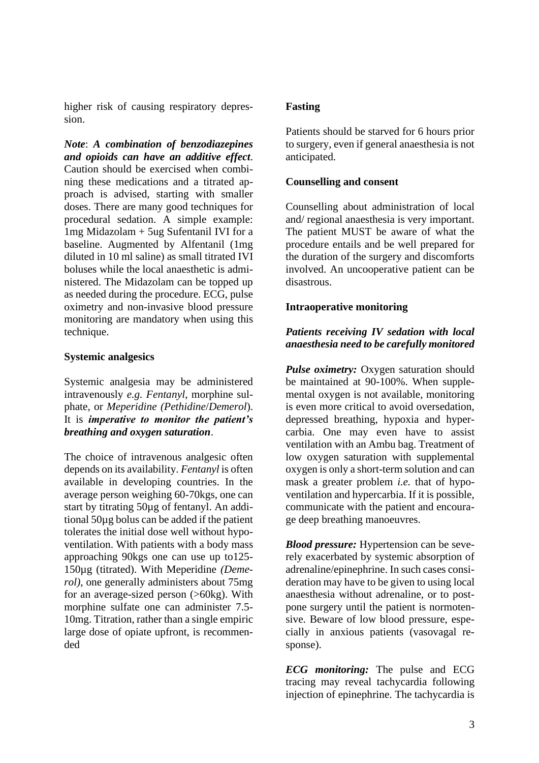higher risk of causing respiratory depression.

***Note*: *A combination of benzodiazepines and opioids can have an additive effect*.** Caution should be exercised when combining these medications and a titrated approach is advised, starting with smaller doses. There are many good techniques for procedural sedation. A simple example: 1mg Midazolam + 5ug Sufentanil IVI for a baseline. Augmented by Alfentanil (1mg diluted in 10 ml saline) as small titrated IVI boluses while the local anaesthetic is administered. The Midazolam can be topped up as needed during the procedure. ECG, pulse oximetry and non-invasive blood pressure monitoring are mandatory when using this technique.

**Systemic analgesics**

Systemic analgesia may be administered intravenously *e.g. Fentanyl*, morphine sulphate, or *Meperidine (Pethidine*/*Demerol*). It is ***imperative to monitor the patient's breathing and oxygen saturation***.

The choice of intravenous analgesic often depends on its availability. *Fentanyl* is often available in developing countries. In the average person weighing 60-70kgs, one can start by titrating 50µg of fentanyl. An additional 50µg bolus can be added if the patient tolerates the initial dose well without hypoventilation. With patients with a body mass approaching 90kgs one can use up to125-150µg (titrated). With Meperidine *(Demerol)*, one generally administers about 75mg for an average-sized person (>60kg). With morphine sulfate one can administer 7.5-10mg. Titration, rather than a single empiric large dose of opiate upfront, is recommended

**Fasting**

Patients should be starved for 6 hours prior to surgery, even if general anaesthesia is not anticipated.

**Counselling and consent**

Counselling about administration of local and/ regional anaesthesia is very important. The patient MUST be aware of what the procedure entails and be well prepared for the duration of the surgery and discomforts involved. An uncooperative patient can be disastrous.

**Intraoperative monitoring**

***Patients receiving IV sedation with local anaesthesia need to be carefully monitored***

***Pulse oximetry:*** Oxygen saturation should be maintained at 90-100%. When supplemental oxygen is not available, monitoring is even more critical to avoid oversedation, depressed breathing, hypoxia and hypercarbia. One may even have to assist ventilation with an Ambu bag. Treatment of low oxygen saturation with supplemental oxygen is only a short-term solution and can mask a greater problem *i.e.* that of hypoventilation and hypercarbia. If it is possible, communicate with the patient and encourage deep breathing manoeuvres.

***Blood pressure:*** Hypertension can be severely exacerbated by systemic absorption of adrenaline/epinephrine. In such cases consideration may have to be given to using local anaesthesia without adrenaline, or to postpone surgery until the patient is normotensive. Beware of low blood pressure, especially in anxious patients (vasovagal response).

***ECG monitoring:*** The pulse and ECG tracing may reveal tachycardia following injection of epinephrine. The tachycardia is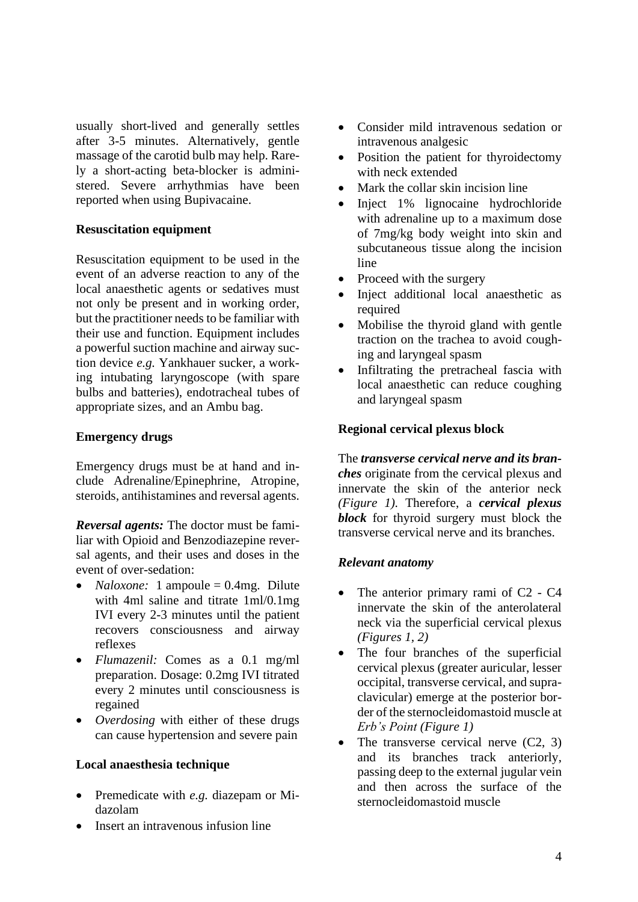usually short-lived and generally settles after 3-5 minutes. Alternatively, gentle massage of the carotid bulb may help. Rarely a short-acting beta-blocker is administered. Severe arrhythmias have been reported when using Bupivacaine.

**Resuscitation equipment**

Resuscitation equipment to be used in the event of an adverse reaction to any of the local anaesthetic agents or sedatives must not only be present and in working order, but the practitioner needs to be familiar with their use and function. Equipment includes a powerful suction machine and airway suction device *e.g.* Yankhauer sucker, a working intubating laryngoscope (with spare bulbs and batteries), endotracheal tubes of appropriate sizes, and an Ambu bag.

**Emergency drugs**

Emergency drugs must be at hand and include Adrenaline/Epinephrine, Atropine, steroids, antihistamines and reversal agents.

***Reversal agents:*** The doctor must be familiar with Opioid and Benzodiazepine reversal agents, and their uses and doses in the event of over-sedation:

- *Naloxone:* 1 ampoule = 0.4mg. Dilute with 4ml saline and titrate 1ml/0.1mg IVI every 2-3 minutes until the patient recovers consciousness and airway reflexes
- *Flumazenil:* Comes as a 0.1 mg/ml preparation. Dosage: 0.2mg IVI titrated every 2 minutes until consciousness is regained
- *Overdosing* with either of these drugs can cause hypertension and severe pain

**Local anaesthesia technique**

- Premedicate with *e.g.* diazepam or Midazolam
- Insert an intravenous infusion line
- Consider mild intravenous sedation or intravenous analgesic
- Position the patient for thyroidectomy with neck extended
- Mark the collar skin incision line
- Inject 1% lignocaine hydrochloride with adrenaline up to a maximum dose of 7mg/kg body weight into skin and subcutaneous tissue along the incision line
- Proceed with the surgery
- Inject additional local anaesthetic as required
- Mobilise the thyroid gland with gentle traction on the trachea to avoid coughing and laryngeal spasm
- Infiltrating the pretracheal fascia with local anaesthetic can reduce coughing and laryngeal spasm

**Regional cervical plexus block**

The ***transverse cervical nerve and its branches*** originate from the cervical plexus and innervate the skin of the anterior neck *(Figure 1).* Therefore, a ***cervical plexus block*** for thyroid surgery must block the transverse cervical nerve and its branches.

***Relevant anatomy***

- The anterior primary rami of C2 - C4 innervate the skin of the anterolateral neck via the superficial cervical plexus *(Figures 1, 2)*
- The four branches of the superficial cervical plexus (greater auricular, lesser occipital, transverse cervical, and supraclavicular) emerge at the posterior border of the sternocleidomastoid muscle at *Erb's Point (Figure 1)*
- The transverse cervical nerve (C2, 3) and its branches track anteriorly, passing deep to the external jugular vein and then across the surface of the sternocleidomastoid muscle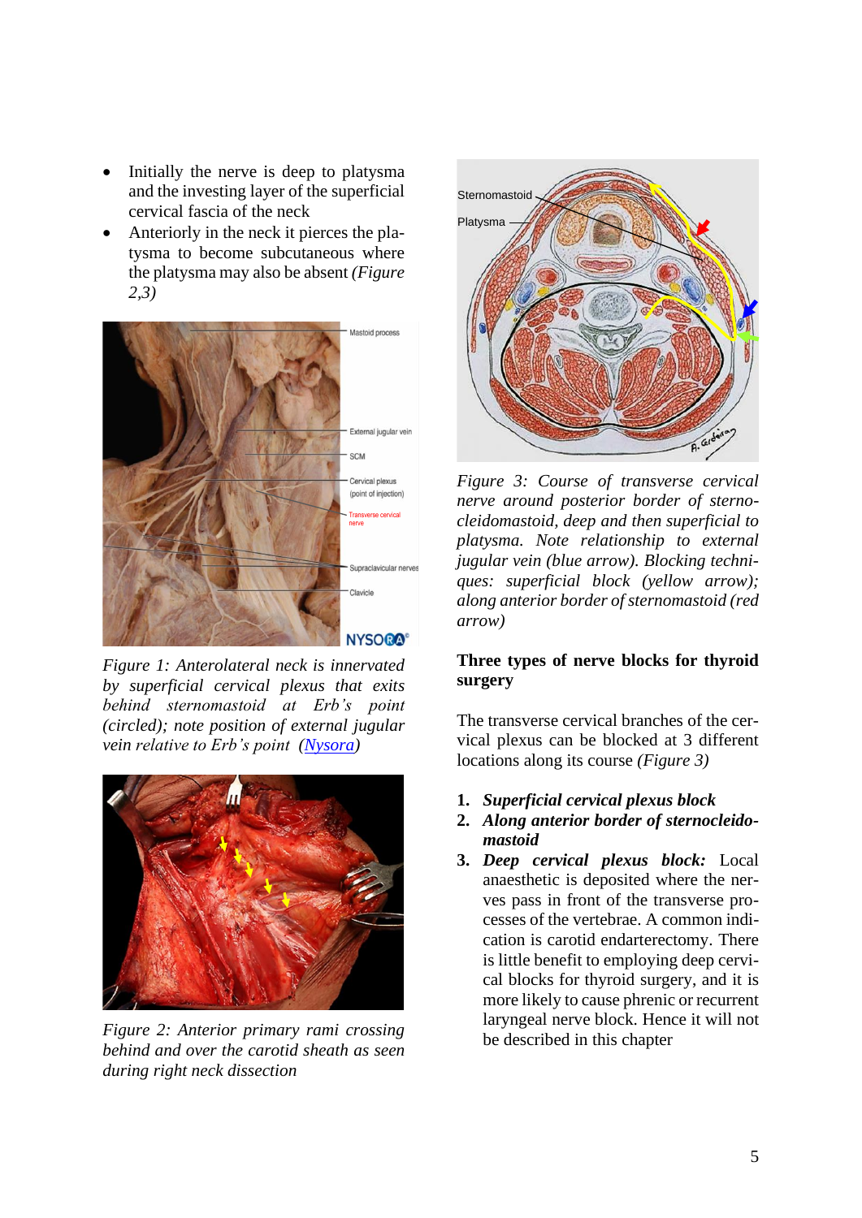- Initially the nerve is deep to platysma and the investing layer of the superficial cervical fascia of the neck
- Anteriorly in the neck it pierces the platysma to become subcutaneous where the platysma may also be absent *(Figure 2,3)*

*Figure 1: Anterolateral neck is innervated by superficial cervical plexus that exits behind sternomastoid at Erb's point (circled); note position of external jugular vein relative to Erb's point ([Nysora](Nysora))*

*Figure 2: Anterior primary rami crossing behind and over the carotid sheath as seen during right neck dissection*

*Figure 3: Course of transverse cervical nerve around posterior border of sternocleidomastoid, deep and then superficial to platysma. Note relationship to external jugular vein (blue arrow). Blocking techniques: superficial block (yellow arrow); along anterior border of sternomastoid (red arrow)*

**Three types of nerve blocks for thyroid surgery**

The transverse cervical branches of the cervical plexus can be blocked at 3 different locations along its course *(Figure 3)*

1. ***Superficial cervical plexus block***
2. ***Along anterior border of sternocleidomastoid***
3. ***Deep cervical plexus block:*** Local anaesthetic is deposited where the nerves pass in front of the transverse processes of the vertebrae. A common indication is carotid endarterectomy. There is little benefit to employing deep cervical blocks for thyroid surgery, and it is more likely to cause phrenic or recurrent laryngeal nerve block. Hence it will not be described in this chapter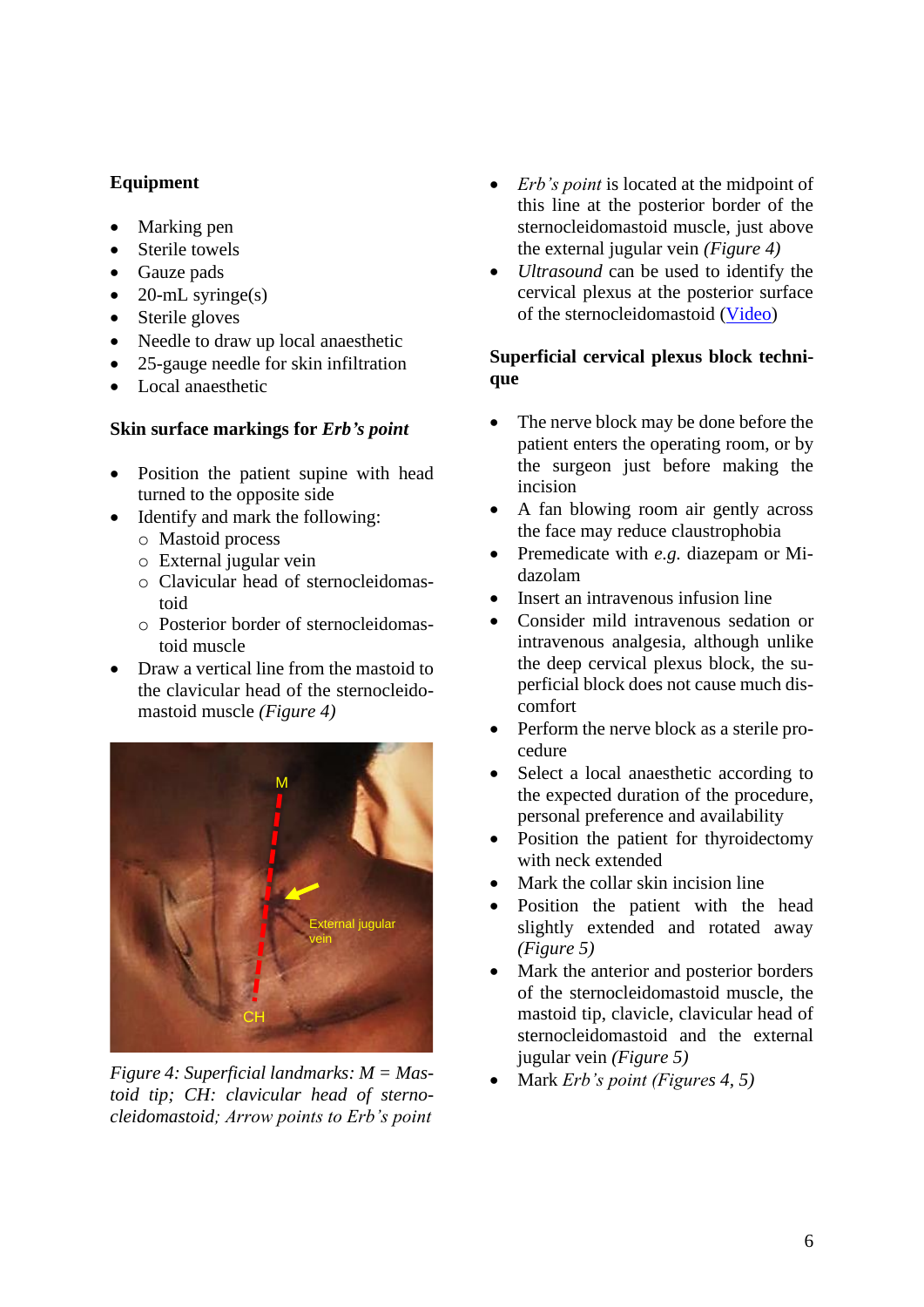**Equipment**

- Marking pen
- Sterile towels
- Gauze pads
- 20-mL syringe(s)
- Sterile gloves
- Needle to draw up local anaesthetic
- 25-gauge needle for skin infiltration
- Local anaesthetic

**Skin surface markings for *Erb's point***

- Position the patient supine with head turned to the opposite side
- Identify and mark the following:
  - Mastoid process
  - External jugular vein
  - Clavicular head of sternocleidomastoid
  - Posterior border of sternocleidomastoid muscle
- Draw a vertical line from the mastoid to the clavicular head of the sternocleidomastoid muscle *(Figure 4)*

*Figure 4: Superficial landmarks: M = Mastoid tip; CH: clavicular head of sternocleidomastoid; Arrow points to Erb's point*

- *Erb's point* is located at the midpoint of this line at the posterior border of the sternocleidomastoid muscle, just above the external jugular vein *(Figure 4)*
- *Ultrasound* can be used to identify the cervical plexus at the posterior surface of the sternocleidomastoid (Video)

**Superficial cervical plexus block technique**

- The nerve block may be done before the patient enters the operating room, or by the surgeon just before making the incision
- A fan blowing room air gently across the face may reduce claustrophobia
- Premedicate with *e.g.* diazepam or Midazolam
- Insert an intravenous infusion line
- Consider mild intravenous sedation or intravenous analgesia, although unlike the deep cervical plexus block, the superficial block does not cause much discomfort
- Perform the nerve block as a sterile procedure
- Select a local anaesthetic according to the expected duration of the procedure, personal preference and availability
- Position the patient for thyroidectomy with neck extended
- Mark the collar skin incision line
- Position the patient with the head slightly extended and rotated away *(Figure 5)*
- Mark the anterior and posterior borders of the sternocleidomastoid muscle, the mastoid tip, clavicle, clavicular head of sternocleidomastoid and the external jugular vein *(Figure 5)*
- Mark *Erb's point (Figures 4, 5)*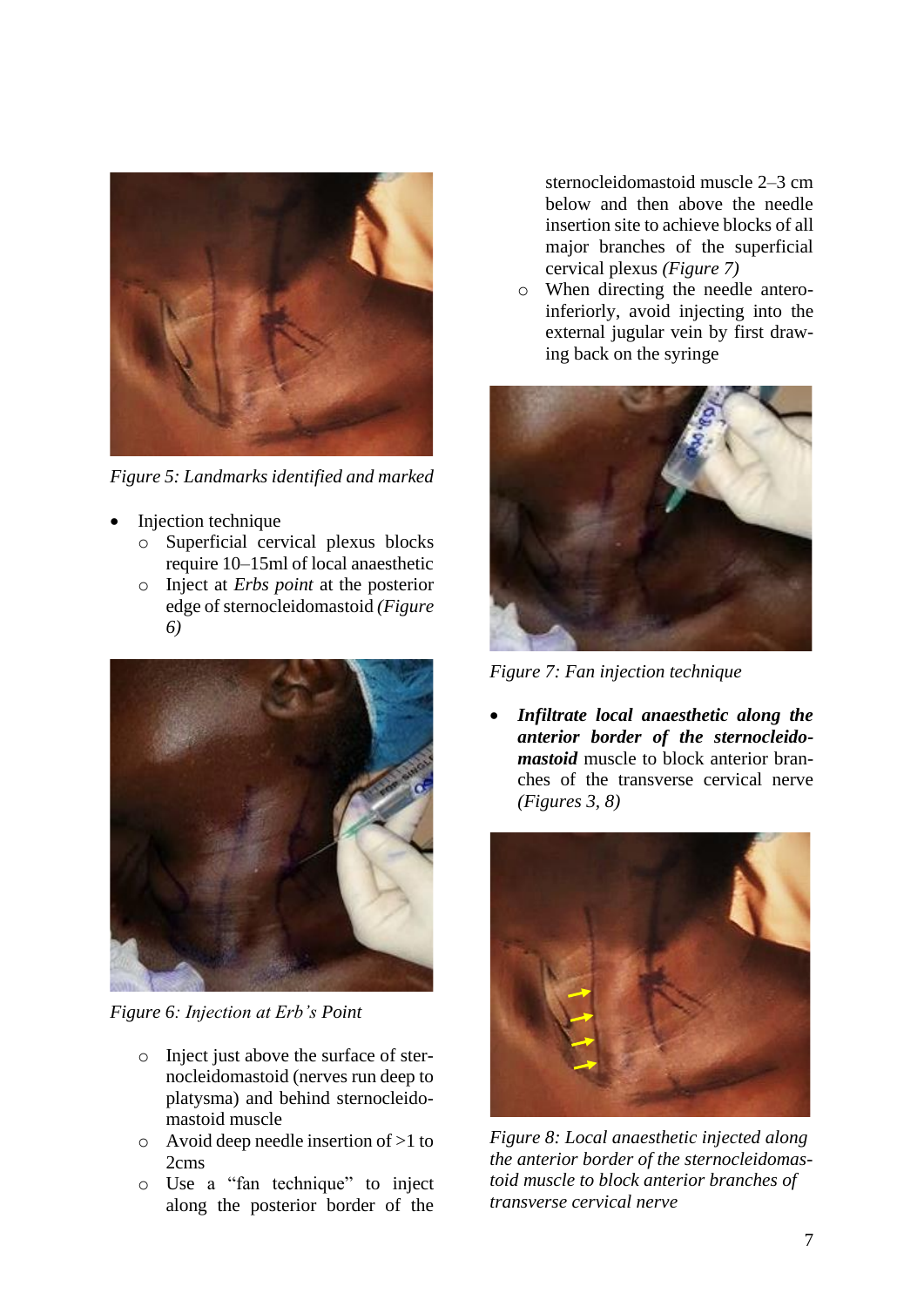Figure 5: Landmarks identified and marked

- Injection technique
  - Superficial cervical plexus blocks require 10–15ml of local anaesthetic
  - Inject at *Erbs point* at the posterior edge of sternocleidomastoid *(Figure 6)*

*Figure 6: Injection at Erb's Point*

  - Inject just above the surface of sternocleidomastoid (nerves run deep to platysma) and behind sternocleidomastoid muscle
  - Avoid deep needle insertion of >1 to 2cms
  - Use a "fan technique" to inject along the posterior border of the sternocleidomastoid muscle 2–3 cm below and then above the needle insertion site to achieve blocks of all major branches of the superficial cervical plexus *(Figure 7)*
  - When directing the needle antero-inferiorly, avoid injecting into the external jugular vein by first drawing back on the syringe

*Figure 7: Fan injection technique*

- ***Infiltrate local anaesthetic along the anterior border of the sternocleidomastoid*** muscle to block anterior branches of the transverse cervical nerve *(Figures 3, 8)*

*Figure 8: Local anaesthetic injected along the anterior border of the sternocleidomastoid muscle to block anterior branches of transverse cervical nerve*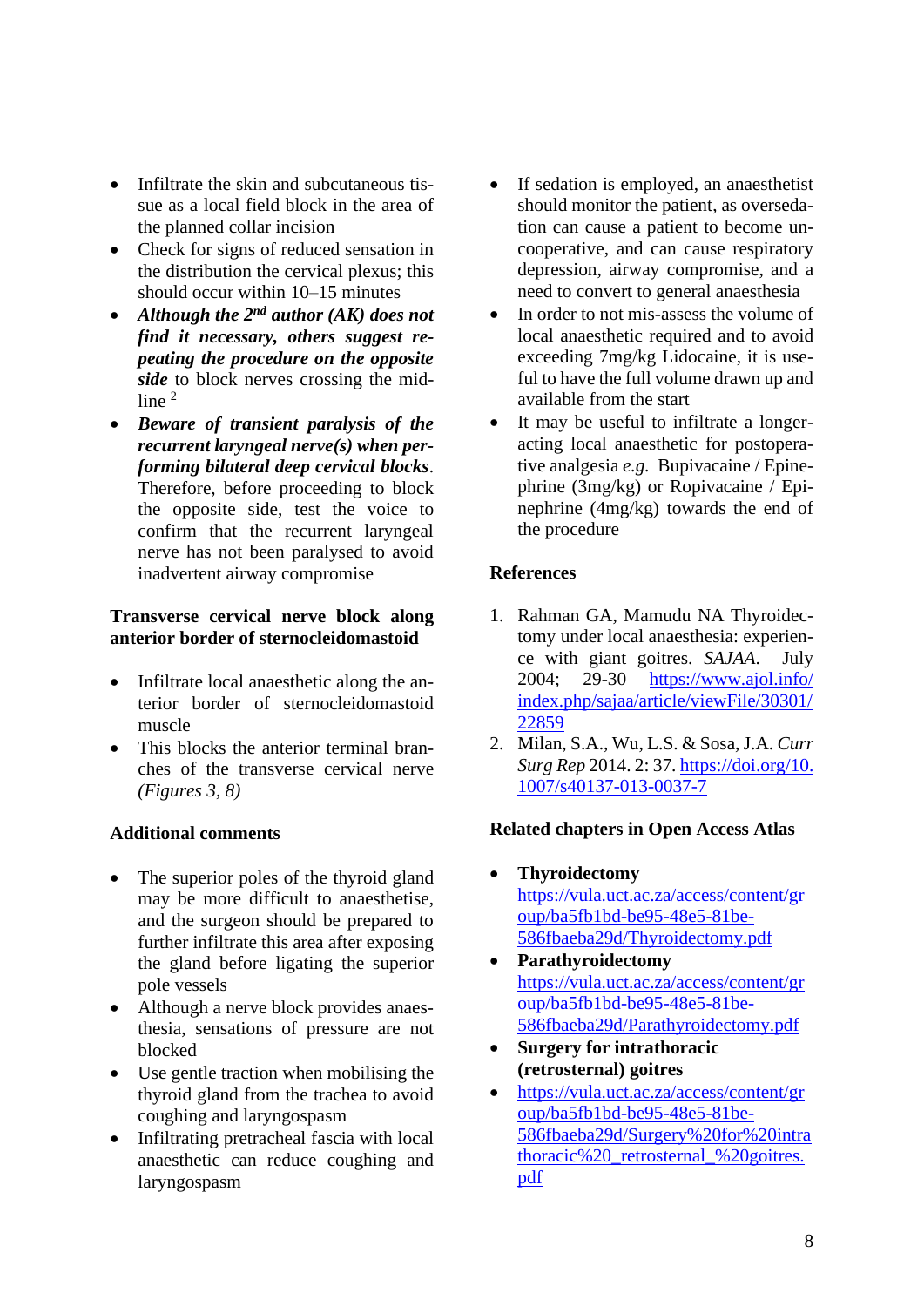- Infiltrate the skin and subcutaneous tissue as a local field block in the area of the planned collar incision
- Check for signs of reduced sensation in the distribution the cervical plexus; this should occur within 10–15 minutes
- ***Although the 2nd author (AK) does not find it necessary, others suggest repeating the procedure on the opposite side*** to block nerves crossing the midline [2]
- ***Beware of transient paralysis of the recurrent laryngeal nerve(s) when performing bilateral deep cervical blocks***. Therefore, before proceeding to block the opposite side, test the voice to confirm that the recurrent laryngeal nerve has not been paralysed to avoid inadvertent airway compromise

**Transverse cervical nerve block along anterior border of sternocleidomastoid**

- Infiltrate local anaesthetic along the anterior border of sternocleidomastoid muscle
- This blocks the anterior terminal branches of the transverse cervical nerve *(Figures 3, 8)*

**Additional comments**

- The superior poles of the thyroid gland may be more difficult to anaesthetise, and the surgeon should be prepared to further infiltrate this area after exposing the gland before ligating the superior pole vessels
- Although a nerve block provides anaesthesia, sensations of pressure are not blocked
- Use gentle traction when mobilising the thyroid gland from the trachea to avoid coughing and laryngospasm
- Infiltrating pretracheal fascia with local anaesthetic can reduce coughing and laryngospasm
- If sedation is employed, an anaesthetist should monitor the patient, as oversedation can cause a patient to become uncooperative, and can cause respiratory depression, airway compromise, and a need to convert to general anaesthesia
- In order to not mis-assess the volume of local anaesthetic required and to avoid exceeding 7mg/kg Lidocaine, it is useful to have the full volume drawn up and available from the start
- It may be useful to infiltrate a longer-acting local anaesthetic for postoperative analgesia *e.g.* Bupivacaine / Epinephrine (3mg/kg) or Ropivacaine / Epinephrine (4mg/kg) towards the end of the procedure

**References**

1. Rahman GA, Mamudu NA Thyroidectomy under local anaesthesia: experience with giant goitres. *SAJAA.* July 2004; 29-30 https://www.ajol.info/index.php/sajaa/article/viewFile/30301/22859
2. Milan, S.A., Wu, L.S. & Sosa, J.A. *Curr Surg Rep* 2014. 2: 37. https://doi.org/10.1007/s40137-013-0037-7

**Related chapters in Open Access Atlas**

- **Thyroidectomy**
  https://vula.uct.ac.za/access/content/group/ba5fb1bd-be95-48e5-81be-586fbaeba29d/Thyroidectomy.pdf
- **Parathyroidectomy**
  https://vula.uct.ac.za/access/content/group/ba5fb1bd-be95-48e5-81be-586fbaeba29d/Parathyroidectomy.pdf
- **Surgery for intrathoracic (retrosternal) goitres**
- https://vula.uct.ac.za/access/content/group/ba5fb1bd-be95-48e5-81be-586fbaeba29d/Surgery%20for%20intrathoracic%20_retrosternal_%20goitres.pdf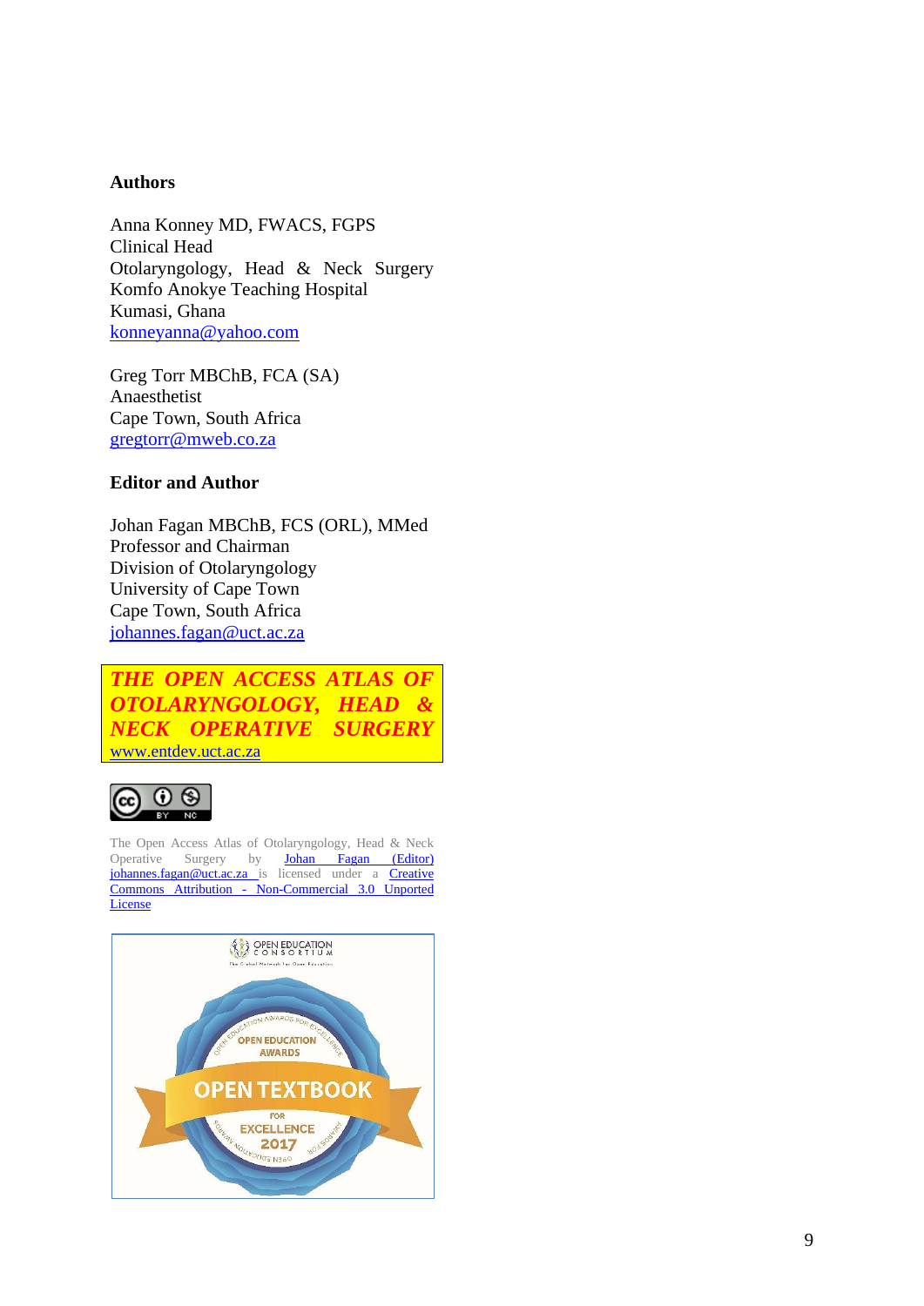## Authors

Anna Konney MD, FWACS, FGPS
Clinical Head
Otolaryngology, Head & Neck Surgery
Komfo Anokye Teaching Hospital
Kumasi, Ghana
konneyanna@yahoo.com

Greg Torr MBChB, FCA (SA)
Anaesthetist
Cape Town, South Africa
gregtorr@mweb.co.za

## Editor and Author

Johan Fagan MBChB, FCS (ORL), MMed
Professor and Chairman
Division of Otolaryngology
University of Cape Town
Cape Town, South Africa
johannes.fagan@uct.ac.za

***THE OPEN ACCESS ATLAS OF OTOLARYNGOLOGY, HEAD & NECK OPERATIVE SURGERY***
www.entdev.uct.ac.za

The Open Access Atlas of Otolaryngology, Head & Neck Operative Surgery by Johan Fagan (Editor) johannes.fagan@uct.ac.za is licensed under a Creative Commons Attribution - Non-Commercial 3.0 Unported License